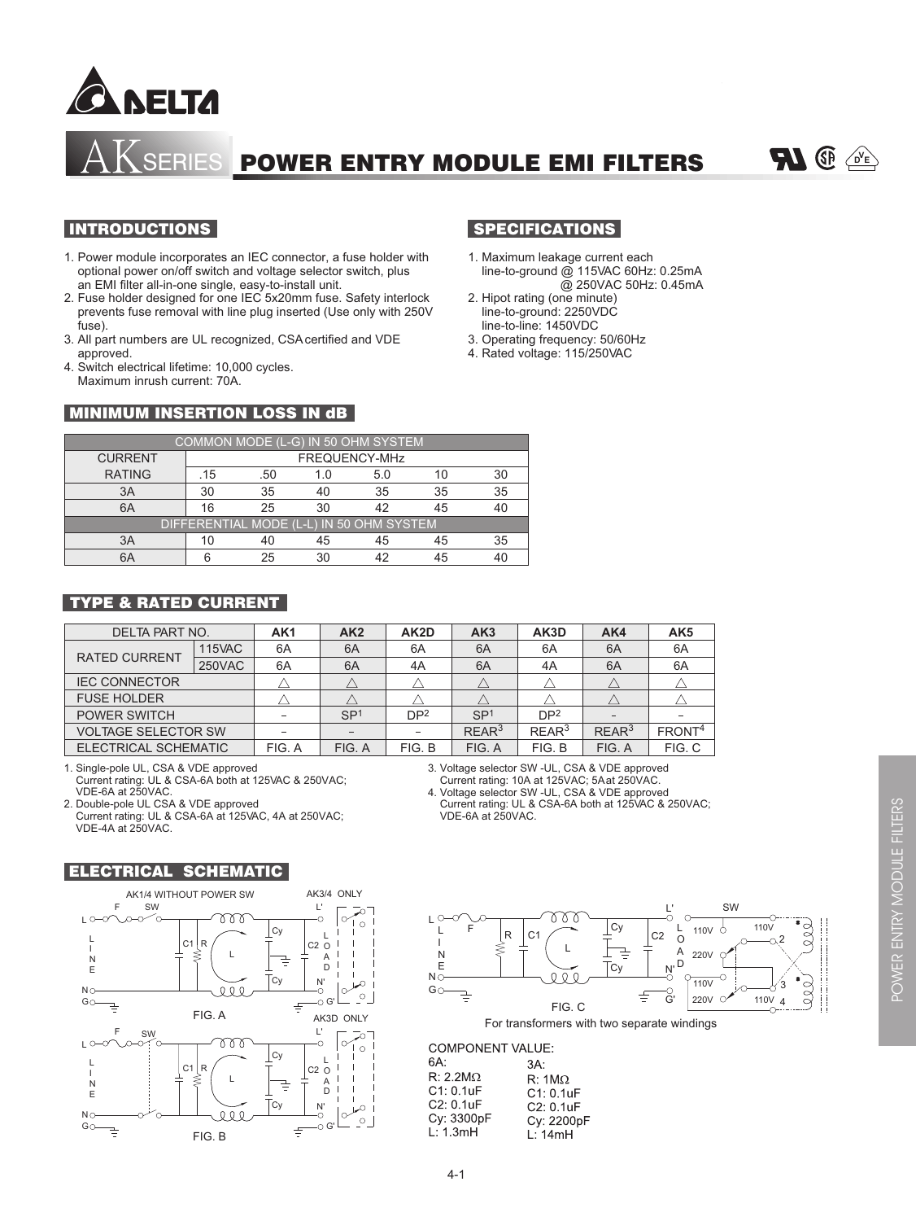# AK SERIES POWER ENTRY MODULE EMI FILTERS

## INTRODUCTIONS

1. Power module incorporates an IEC connector, a fuse holder with optional power on/off switch and voltage selector switch, plus an EMI filter all-in-one single, easy-to-install unit.
2. Fuse holder designed for one IEC 5x20mm fuse. Safety interlock prevents fuse removal with line plug inserted (Use only with 250V fuse).
3. All part numbers are UL recognized, CSA certified and VDE approved.
4. Switch electrical lifetime: 10,000 cycles. Maximum inrush current: 70A.

## SPECIFICATIONS

1. Maximum leakage current each line-to-ground @ 115VAC 60Hz: 0.25mA
   @ 250VAC 50Hz: 0.45mA
2. Hipot rating (one minute)
   line-to-ground: 2250VDC
   line-to-line: 1450VDC
3. Operating frequency: 50/60Hz
4. Rated voltage: 115/250VAC

## MINIMUM INSERTION LOSS IN dB

| COMMON MODE (L-G) IN 50 OHM SYSTEM | | | | | | |
|---|---|---|---|---|---|---|
| CURRENT | FREQUENCY-MHz | | | | | |
| RATING | .15 | .50 | 1.0 | 5.0 | 10 | 30 |
| 3A | 30 | 35 | 40 | 35 | 35 | 35 |
| 6A | 16 | 25 | 30 | 42 | 45 | 40 |
| DIFFERENTIAL MODE (L-L) IN 50 OHM SYSTEM | | | | | | |
| 3A | 10 | 40 | 45 | 45 | 45 | 35 |
| 6A | 6 | 25 | 30 | 42 | 45 | 40 |

## TYPE & RATED CURRENT

| DELTA PART NO. | | AK1 | AK2 | AK2D | AK3 | AK3D | AK4 | AK5 |
|---|---|---|---|---|---|---|---|---|
| RATED CURRENT | 115VAC | 6A | 6A | 6A | 6A | 6A | 6A | 6A |
| | 250VAC | 6A | 6A | 4A | 6A | 4A | 6A | 6A |
| IEC CONNECTOR | | △ | △ | △ | △ | △ | △ | △ |
| FUSE HOLDER | | △ | △ | △ | △ | △ | △ | △ |
| POWER SWITCH | | – | SP[1] | DP[2] | SP[1] | DP[2] | – | – |
| VOLTAGE SELECTOR SW | | – | – | – | REAR[3] | REAR[3] | REAR[3] | FRONT[4] |
| ELECTRICAL SCHEMATIC | | FIG. A | FIG. A | FIG. B | FIG. A | FIG. B | FIG. A | FIG. C |

1. Single-pole UL, CSA & VDE approved
   Current rating: UL & CSA-6A both at 125VAC & 250VAC; VDE-6A at 250VAC.
2. Double-pole UL CSA & VDE approved
   Current rating: UL & CSA-6A at 125VAC, 4A at 250VAC; VDE-4A at 250VAC.
3. Voltage selector SW -UL, CSA & VDE approved
   Current rating: 10A at 125VAC; 5A at 250VAC.
4. Voltage selector SW -UL, CSA & VDE approved
   Current rating: UL & CSA-6A both at 125VAC & 250VAC; VDE-6A at 250VAC.

## ELECTRICAL SCHEMATIC

AK1/4 WITHOUT POWER SW — AK3/4 ONLY

FIG. A

AK3D ONLY

FIG. B

FIG. C

For transformers with two separate windings

COMPONENT VALUE:

| 6A: | 3A: |
|---|---|
| R: 2.2MΩ | R: 1MΩ |
| C1: 0.1uF | C1: 0.1uF |
| C2: 0.1uF | C2: 0.1uF |
| Cy: 3300pF | Cy: 2200pF |
| L: 1.3mH | L: 14mH |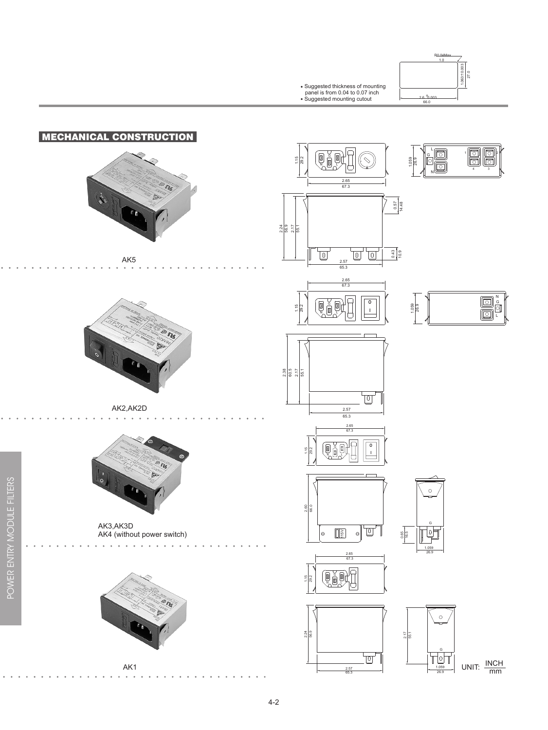- Suggested thickness of mounting panel is from 0.04 to 0.07 inch
- Suggested mounting cutout

R0.04Max
1.0
1.063+0.003
27.0
2.6 +0.003
66.0

## MECHANICAL CONSTRUCTION

AK5

1.15
29.2
2.65
67.3
1.059
26.9
L
G
N
1
2
4
3
2.24
56.9
2.17
55.1
0.57
14.48
0.43
10.9
2.57
65.3

AK2,AK2D

2.65
67.3
1.15
29.2
1.059
26.9
N
G
L
2.38
60.5
2.17
55.1
2.57
65.3

AK3,AK3D
AK4 (without power switch)

2.65
67.3
1.15
29.2
2.60
66.0
115V
G
0.65
16.5
1.059
26.9

AK1

2.65
67.3
1.15
29.2
2.24
56.9
2.17
55.1
G
2.57
65.3
1.059
26.9

UNIT: INCH / mm

POWER ENTRY MODULE FILTERS